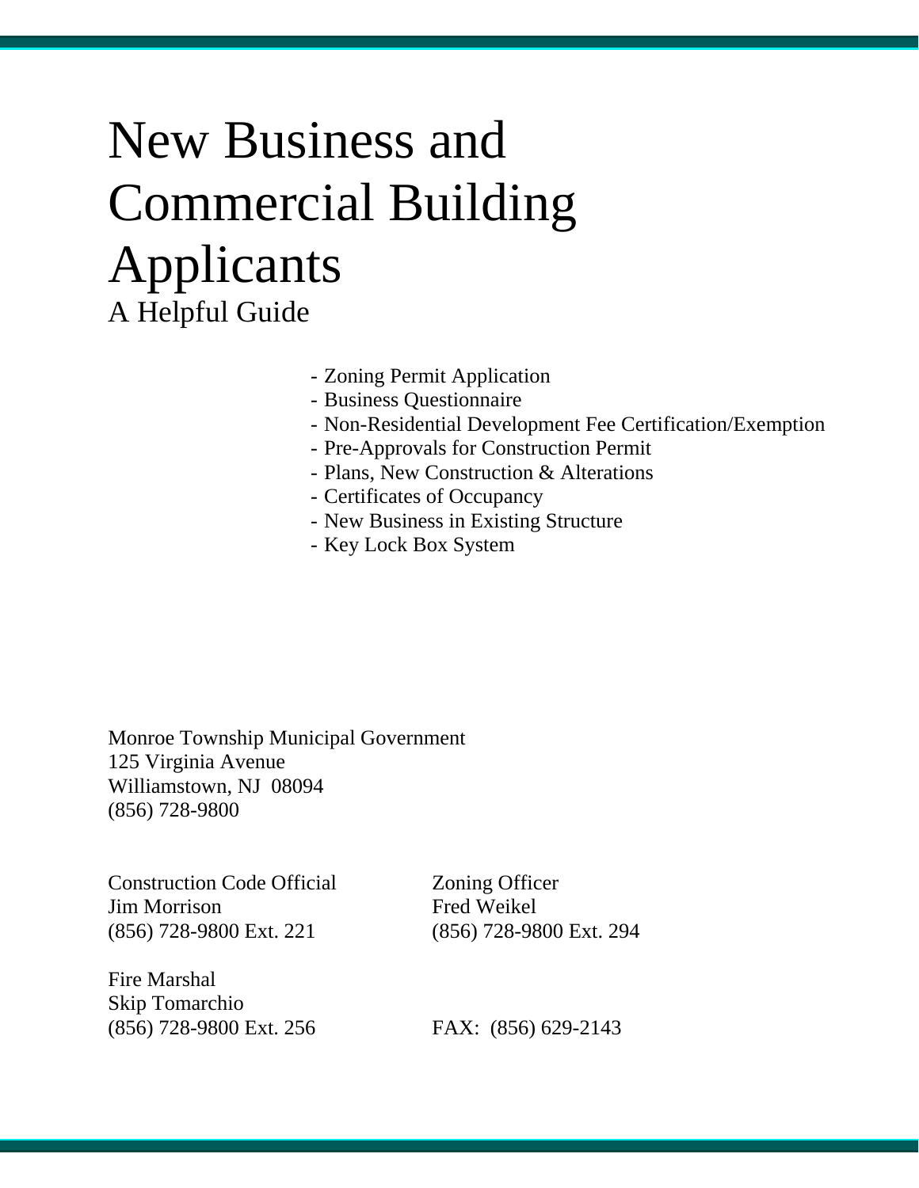# New Business and Commercial Building Applicants

## A Helpful Guide

- Zoning Permit Application
- Business Questionnaire
- Non-Residential Development Fee Certification/Exemption
- Pre-Approvals for Construction Permit
- Plans, New Construction & Alterations
- Certificates of Occupancy
- New Business in Existing Structure
- Key Lock Box System

Monroe Township Municipal Government
125 Virginia Avenue
Williamstown, NJ 08094
(856) 728-9800

Construction Code Official
Jim Morrison
(856) 728-9800 Ext. 221

Zoning Officer
Fred Weikel
(856) 728-9800 Ext. 294

Fire Marshal
Skip Tomarchio
(856) 728-9800 Ext. 256

FAX: (856) 629-2143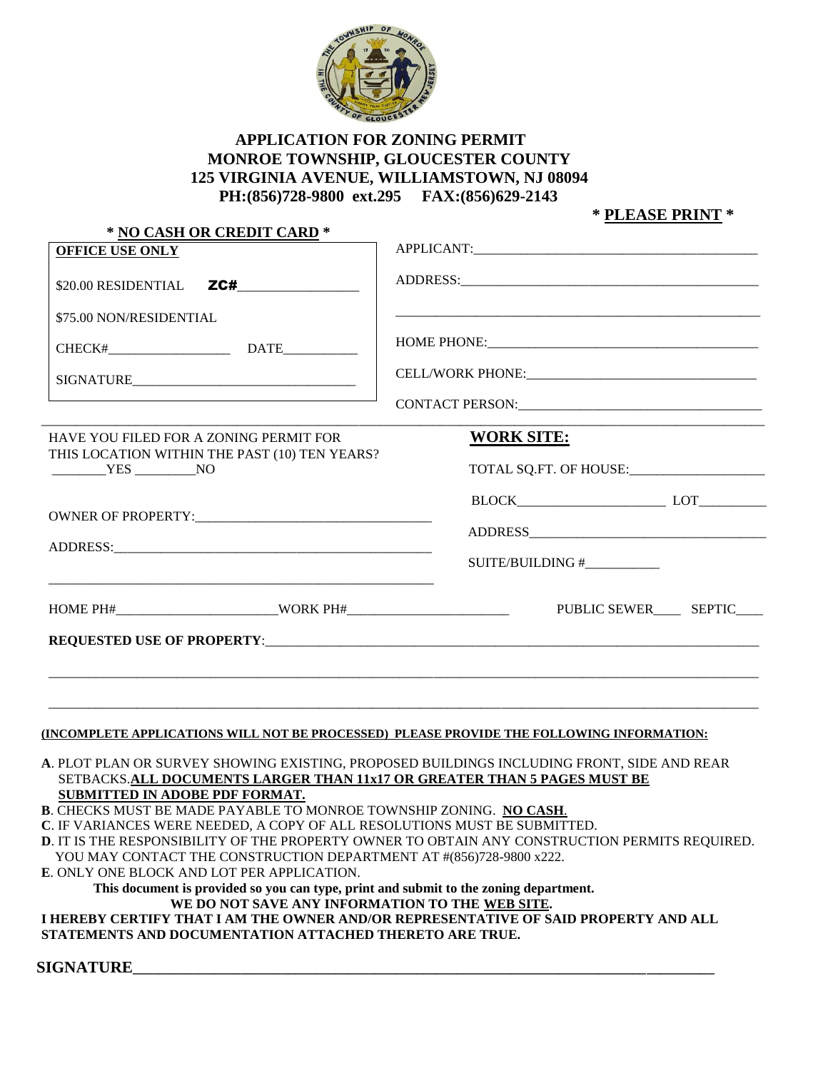# APPLICATION FOR ZONING PERMIT
## MONROE TOWNSHIP, GLOUCESTER COUNTY
## 125 VIRGINIA AVENUE, WILLIAMSTOWN, NJ 08094
## PH:(856)728-9800 ext.295 FAX:(856)629-2143

**\* PLEASE PRINT \***

**\* NO CASH OR CREDIT CARD \***

**OFFICE USE ONLY**

$20.00 RESIDENTIAL **ZC#**_________________

$75.00 NON/RESIDENTIAL

CHECK#__________________ DATE___________

SIGNATURE________________________________

APPLICANT:_________________________________________

ADDRESS:___________________________________________

_____________________________________________________

HOME PHONE:_______________________________________

CELL/WORK PHONE:__________________________________

CONTACT PERSON:___________________________________

HAVE YOU FILED FOR A ZONING PERMIT FOR THIS LOCATION WITHIN THE PAST (10) TEN YEARS?
________YES _________NO

OWNER OF PROPERTY:_________________________________

ADDRESS:_______________________________________________

________________________________________________________

**WORK SITE:**

TOTAL SQ.FT. OF HOUSE:____________________

BLOCK_____________________ LOT__________

ADDRESS___________________________________

SUITE/BUILDING #___________

HOME PH#_______________________WORK PH#________________________ PUBLIC SEWER____ SEPTIC____

**REQUESTED USE OF PROPERTY**:_________________________________________________________________________

______________________________________________________________________________________________________

______________________________________________________________________________________________________

**(INCOMPLETE APPLICATIONS WILL NOT BE PROCESSED) PLEASE PROVIDE THE FOLLOWING INFORMATION:**

**A**. PLOT PLAN OR SURVEY SHOWING EXISTING, PROPOSED BUILDINGS INCLUDING FRONT, SIDE AND REAR SETBACKS.**ALL DOCUMENTS LARGER THAN 11x17 OR GREATER THAN 5 PAGES MUST BE SUBMITTED IN ADOBE PDF FORMAT.**

**B**. CHECKS MUST BE MADE PAYABLE TO MONROE TOWNSHIP ZONING. **NO CASH**.

**C**. IF VARIANCES WERE NEEDED, A COPY OF ALL RESOLUTIONS MUST BE SUBMITTED.

**D**. IT IS THE RESPONSIBILITY OF THE PROPERTY OWNER TO OBTAIN ANY CONSTRUCTION PERMITS REQUIRED. YOU MAY CONTACT THE CONSTRUCTION DEPARTMENT AT #(856)728-9800 x222.

**E**. ONLY ONE BLOCK AND LOT PER APPLICATION.

**This document is provided so you can type, print and submit to the zoning department.**

**WE DO NOT SAVE ANY INFORMATION TO THE WEB SITE.**

**I HEREBY CERTIFY THAT I AM THE OWNER AND/OR REPRESENTATIVE OF SAID PROPERTY AND ALL STATEMENTS AND DOCUMENTATION ATTACHED THERETO ARE TRUE.**

**SIGNATURE**_____________________________________________________________________________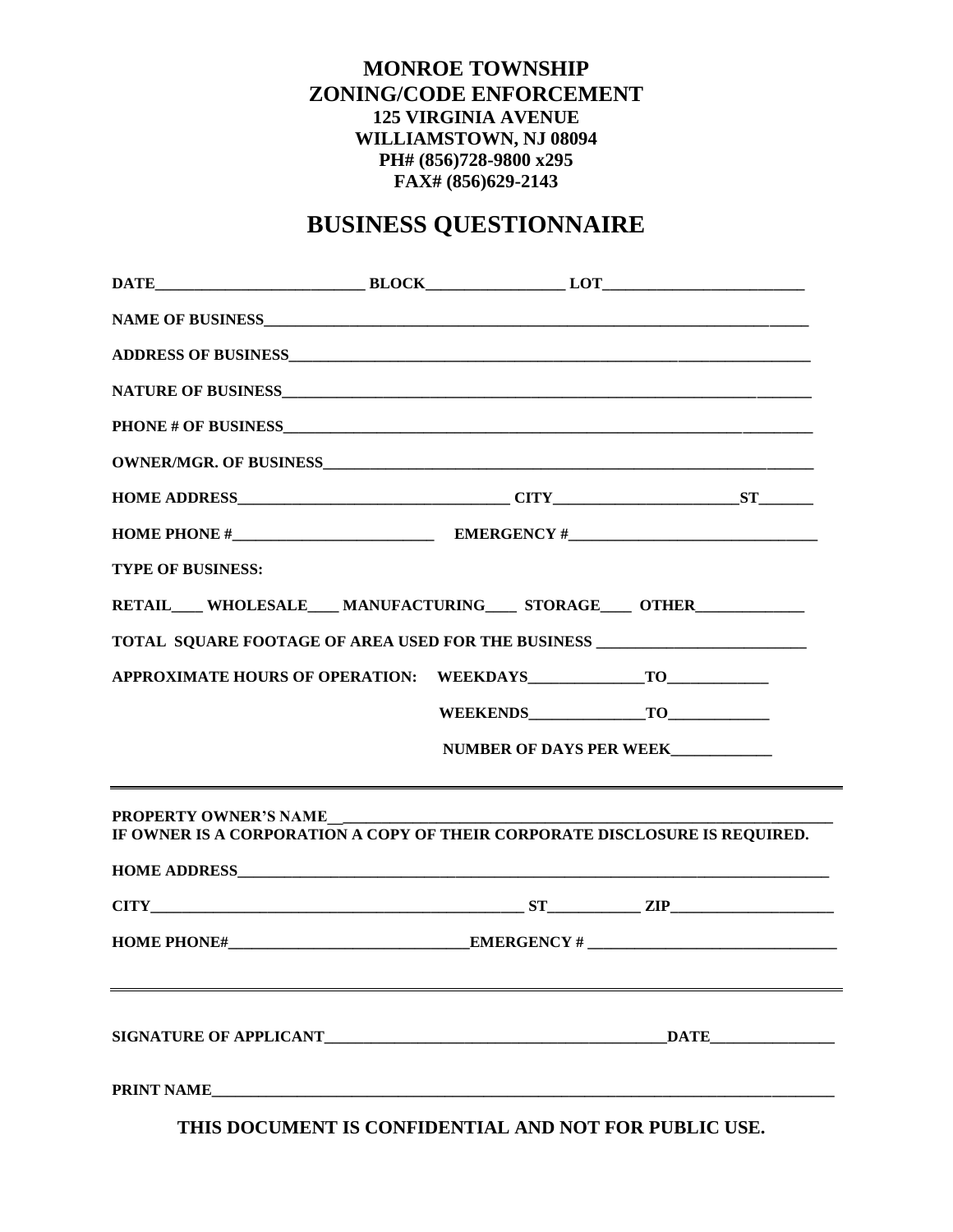**MONROE TOWNSHIP**
**ZONING/CODE ENFORCEMENT**
**125 VIRGINIA AVENUE**
**WILLIAMSTOWN, NJ 08094**
**PH# (856)728-9800 x295**
**FAX# (856)629-2143**

# BUSINESS QUESTIONNAIRE

**DATE**__________________________ **BLOCK**_________________ **LOT**_________________________

**NAME OF BUSINESS**________________________________________________________________________

**ADDRESS OF BUSINESS**_____________________________________________________________________

**NATURE OF BUSINESS**______________________________________________________________________

**PHONE # OF BUSINESS**_____________________________________________________________________

**OWNER/MGR. OF BUSINESS**__________________________________________________________________

**HOME ADDRESS**_________________________________ **CITY**_______________________**ST**_______

**HOME PHONE #**_________________________ **EMERGENCY #**_______________________________

**TYPE OF BUSINESS:**

**RETAIL**____ **WHOLESALE**____ **MANUFACTURING**____ **STORAGE**____ **OTHER**_____________

**TOTAL SQUARE FOOTAGE OF AREA USED FOR THE BUSINESS** __________________________

**APPROXIMATE HOURS OF OPERATION:** **WEEKDAYS**______________**TO**_____________

**WEEKENDS**______________**TO**_____________

**NUMBER OF DAYS PER WEEK**_____________

---

**PROPERTY OWNER'S NAME**______________________________________________________________
**IF OWNER IS A CORPORATION A COPY OF THEIR CORPORATE DISCLOSURE IS REQUIRED.**

**HOME ADDRESS**____________________________________________________________________________

**CITY**_______________________________________________ **ST**___________ **ZIP**_____________________

**HOME PHONE#**______________________________**EMERGENCY #** _______________________________

---

**SIGNATURE OF APPLICANT**___________________________________________**DATE**________________

**PRINT NAME**______________________________________________________________________________

**THIS DOCUMENT IS CONFIDENTIAL AND NOT FOR PUBLIC USE.**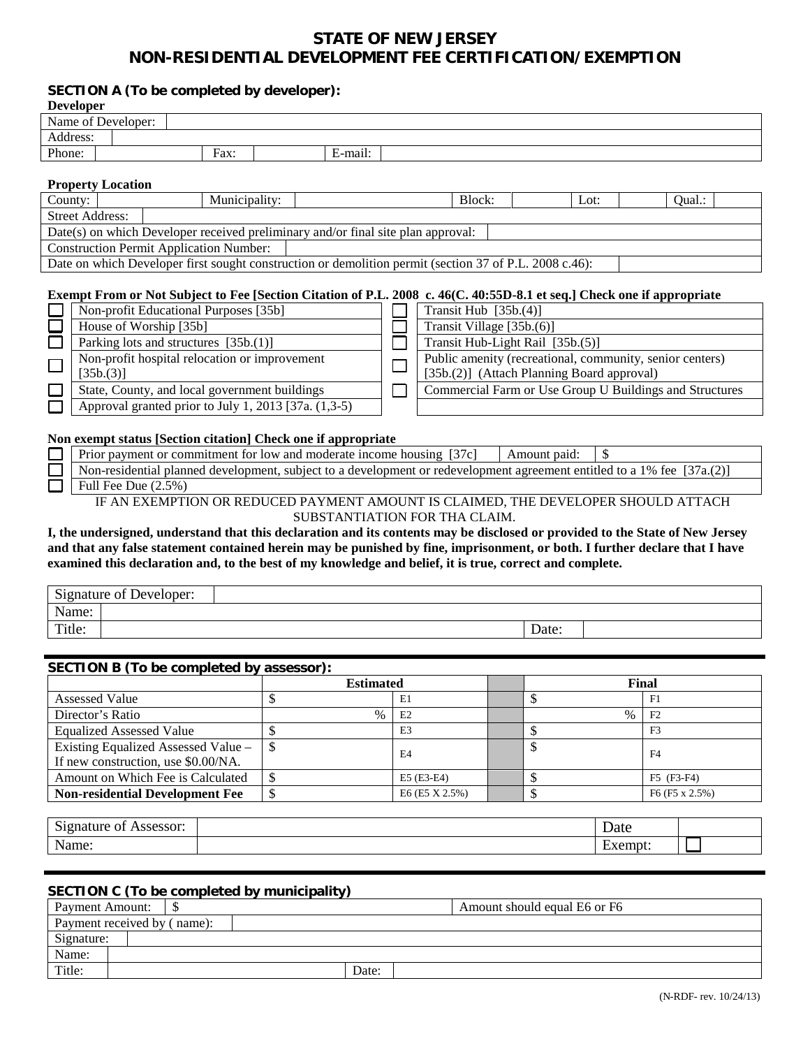# STATE OF NEW JERSEY
# NON-RESIDENTIAL DEVELOPMENT FEE CERTIFICATION/EXEMPTION

## SECTION A (To be completed by developer):

**Developer**

| Name of Developer: | | | | | |
|---|---|---|---|---|---|
| Address: | | | | | |
| Phone: | | Fax: | | E-mail: | |

**Property Location**

| County: | | Municipality: | | Block: | | Lot: | | Qual.: | |
|---|---|---|---|---|---|---|---|---|---|
| Street Address: | | | | | | | | | |
| Date(s) on which Developer received preliminary and/or final site plan approval: | | | | | | | | | |
| Construction Permit Application Number: | | | | | | | | | |
| Date on which Developer first sought construction or demolition permit (section 37 of P.L. 2008 c.46): | | | | | | | | | |

**Exempt From or Not Subject to Fee [Section Citation of P.L. 2008 c. 46(C. 40:55D-8.1 et seq.] Check one if appropriate**

| | | | |
|---|---|---|---|
| ☐ | Non-profit Educational Purposes [35b] | ☐ | Transit Hub [35b.(4)] |
| ☐ | House of Worship [35b] | ☐ | Transit Village [35b.(6)] |
| ☐ | Parking lots and structures [35b.(1)] | ☐ | Transit Hub-Light Rail [35b.(5)] |
| ☐ | Non-profit hospital relocation or improvement [35b.(3)] | ☐ | Public amenity (recreational, community, senior centers) [35b.(2)] (Attach Planning Board approval) |
| ☐ | State, County, and local government buildings | ☐ | Commercial Farm or Use Group U Buildings and Structures |
| ☐ | Approval granted prior to July 1, 2013 [37a. (1,3-5) | | |

**Non exempt status [Section citation] Check one if appropriate**

| | | | |
|---|---|---|---|
| ☐ | Prior payment or commitment for low and moderate income housing [37c] | Amount paid: | $ |
| ☐ | Non-residential planned development, subject to a development or redevelopment agreement entitled to a 1% fee [37a.(2)] | | |
| ☐ | Full Fee Due (2.5%) | | |

IF AN EXEMPTION OR REDUCED PAYMENT AMOUNT IS CLAIMED, THE DEVELOPER SHOULD ATTACH SUBSTANTIATION FOR THA CLAIM.

**I, the undersigned, understand that this declaration and its contents may be disclosed or provided to the State of New Jersey and that any false statement contained herein may be punished by fine, imprisonment, or both. I further declare that I have examined this declaration and, to the best of my knowledge and belief, it is true, correct and complete.**

| Signature of Developer: | | | |
|---|---|---|---|
| Name: | | | |
| Title: | | Date: | |

## SECTION B (To be completed by assessor):

| | Estimated | | | Final | |
|---|---|---|---|---|---|
| Assessed Value | $ | E1 | | $ | F1 |
| Director's Ratio | % | E2 | | % | F2 |
| Equalized Assessed Value | $ | E3 | | $ | F3 |
| Existing Equalized Assessed Value – If new construction, use $0.00/NA. | $ | E4 | | $ | F4 |
| Amount on Which Fee is Calculated | $ | E5 (E3-E4) | | $ | F5 (F3-F4) |
| **Non-residential Development Fee** | $ | E6 (E5 X 2.5%) | | $ | F6 (F5 x 2.5%) |

| Signature of Assessor: | | Date | |
|---|---|---|---|
| Name: | | Exempt: | ☐ |

## SECTION C (To be completed by municipality)

| Payment Amount: | $ | | Amount should equal E6 or F6 |
|---|---|---|---|
| Payment received by ( name): | | | |
| Signature: | | | |
| Name: | | | |
| Title: | | Date: | |

(N-RDF- rev. 10/24/13)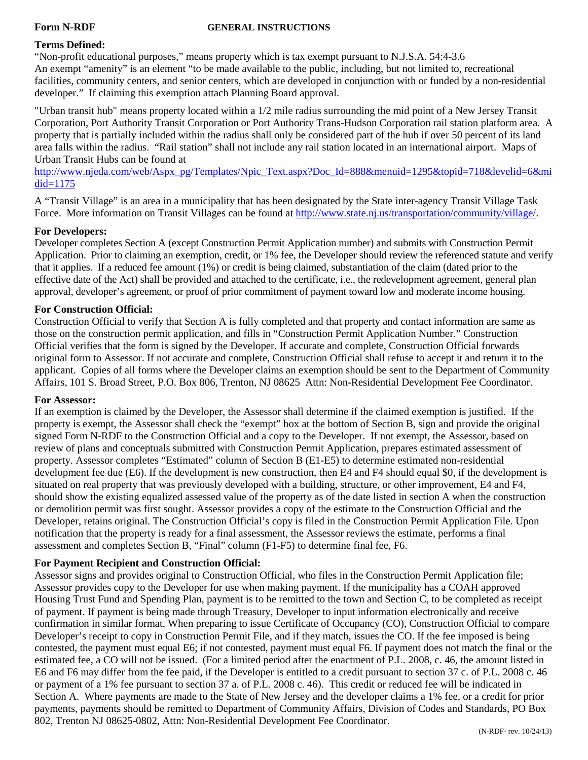**Form N-RDF** **GENERAL INSTRUCTIONS**

**Terms Defined:**

"Non-profit educational purposes," means property which is tax exempt pursuant to N.J.S.A. 54:4-3.6

An exempt "amenity" is an element "to be made available to the public, including, but not limited to, recreational facilities, community centers, and senior centers, which are developed in conjunction with or funded by a non-residential developer." If claiming this exemption attach Planning Board approval.

"Urban transit hub" means property located within a 1/2 mile radius surrounding the mid point of a New Jersey Transit Corporation, Port Authority Transit Corporation or Port Authority Trans-Hudson Corporation rail station platform area. A property that is partially included within the radius shall only be considered part of the hub if over 50 percent of its land area falls within the radius. "Rail station" shall not include any rail station located in an international airport. Maps of Urban Transit Hubs can be found at http://www.njeda.com/web/Aspx_pg/Templates/Npic_Text.aspx?Doc_Id=888&menuid=1295&topid=718&levelid=6&midid=1175

A "Transit Village" is an area in a municipality that has been designated by the State inter-agency Transit Village Task Force. More information on Transit Villages can be found at http://www.state.nj.us/transportation/community/village/.

**For Developers:**

Developer completes Section A (except Construction Permit Application number) and submits with Construction Permit Application. Prior to claiming an exemption, credit, or 1% fee, the Developer should review the referenced statute and verify that it applies. If a reduced fee amount (1%) or credit is being claimed, substantiation of the claim (dated prior to the effective date of the Act) shall be provided and attached to the certificate, i.e., the redevelopment agreement, general plan approval, developer's agreement, or proof of prior commitment of payment toward low and moderate income housing.

**For Construction Official:**

Construction Official to verify that Section A is fully completed and that property and contact information are same as those on the construction permit application, and fills in "Construction Permit Application Number." Construction Official verifies that the form is signed by the Developer. If accurate and complete, Construction Official forwards original form to Assessor. If not accurate and complete, Construction Official shall refuse to accept it and return it to the applicant. Copies of all forms where the Developer claims an exemption should be sent to the Department of Community Affairs, 101 S. Broad Street, P.O. Box 806, Trenton, NJ 08625 Attn: Non-Residential Development Fee Coordinator.

**For Assessor:**

If an exemption is claimed by the Developer, the Assessor shall determine if the claimed exemption is justified. If the property is exempt, the Assessor shall check the "exempt" box at the bottom of Section B, sign and provide the original signed Form N-RDF to the Construction Official and a copy to the Developer. If not exempt, the Assessor, based on review of plans and conceptuals submitted with Construction Permit Application, prepares estimated assessment of property. Assessor completes "Estimated" column of Section B (E1-E5) to determine estimated non-residential development fee due (E6). If the development is new construction, then E4 and F4 should equal $0, if the development is situated on real property that was previously developed with a building, structure, or other improvement, E4 and F4, should show the existing equalized assessed value of the property as of the date listed in section A when the construction or demolition permit was first sought. Assessor provides a copy of the estimate to the Construction Official and the Developer, retains original. The Construction Official's copy is filed in the Construction Permit Application File. Upon notification that the property is ready for a final assessment, the Assessor reviews the estimate, performs a final assessment and completes Section B, "Final" column (F1-F5) to determine final fee, F6.

**For Payment Recipient and Construction Official:**

Assessor signs and provides original to Construction Official, who files in the Construction Permit Application file; Assessor provides copy to the Developer for use when making payment. If the municipality has a COAH approved Housing Trust Fund and Spending Plan, payment is to be remitted to the town and Section C, to be completed as receipt of payment. If payment is being made through Treasury, Developer to input information electronically and receive confirmation in similar format. When preparing to issue Certificate of Occupancy (CO), Construction Official to compare Developer's receipt to copy in Construction Permit File, and if they match, issues the CO. If the fee imposed is being contested, the payment must equal E6; if not contested, payment must equal F6. If payment does not match the final or the estimated fee, a CO will not be issued. (For a limited period after the enactment of P.L. 2008, c. 46, the amount listed in E6 and F6 may differ from the fee paid, if the Developer is entitled to a credit pursuant to section 37 c. of P.L. 2008 c. 46 or payment of a 1% fee pursuant to section 37 a. of P.L. 2008 c. 46). This credit or reduced fee will be indicated in Section A. Where payments are made to the State of New Jersey and the developer claims a 1% fee, or a credit for prior payments, payments should be remitted to Department of Community Affairs, Division of Codes and Standards, PO Box 802, Trenton NJ 08625-0802, Attn: Non-Residential Development Fee Coordinator.

(N-RDF- rev. 10/24/13)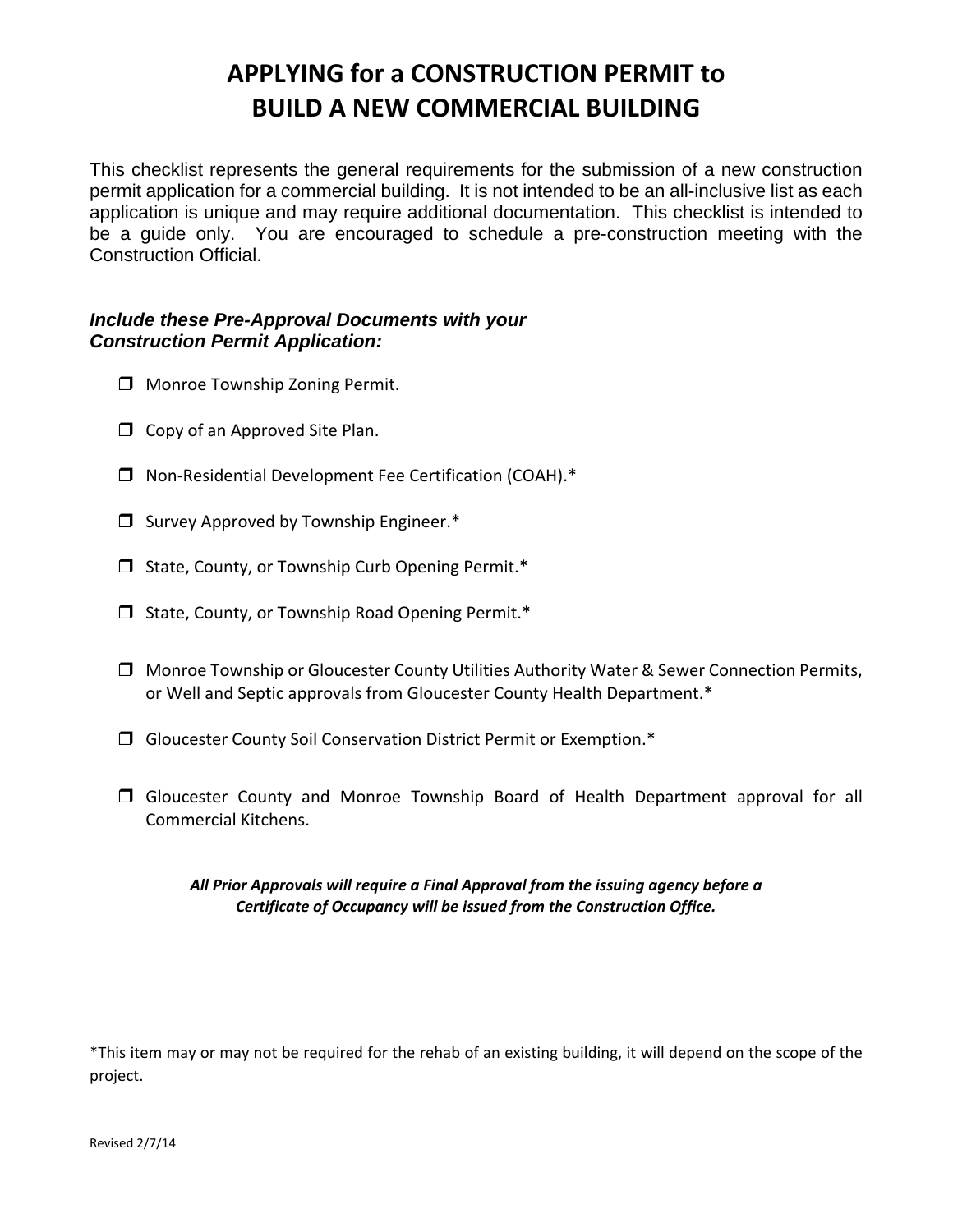# APPLYING for a CONSTRUCTION PERMIT to BUILD A NEW COMMERCIAL BUILDING

This checklist represents the general requirements for the submission of a new construction permit application for a commercial building. It is not intended to be an all-inclusive list as each application is unique and may require additional documentation. This checklist is intended to be a guide only. You are encouraged to schedule a pre-construction meeting with the Construction Official.

***Include these Pre-Approval Documents with your Construction Permit Application:***

- ☐ Monroe Township Zoning Permit.
- ☐ Copy of an Approved Site Plan.
- ☐ Non-Residential Development Fee Certification (COAH).*
- ☐ Survey Approved by Township Engineer.*
- ☐ State, County, or Township Curb Opening Permit.*
- ☐ State, County, or Township Road Opening Permit.*
- ☐ Monroe Township or Gloucester County Utilities Authority Water & Sewer Connection Permits, or Well and Septic approvals from Gloucester County Health Department.*
- ☐ Gloucester County Soil Conservation District Permit or Exemption.*
- ☐ Gloucester County and Monroe Township Board of Health Department approval for all Commercial Kitchens.

***All Prior Approvals will require a Final Approval from the issuing agency before a Certificate of Occupancy will be issued from the Construction Office.***

*This item may or may not be required for the rehab of an existing building, it will depend on the scope of the project.

Revised 2/7/14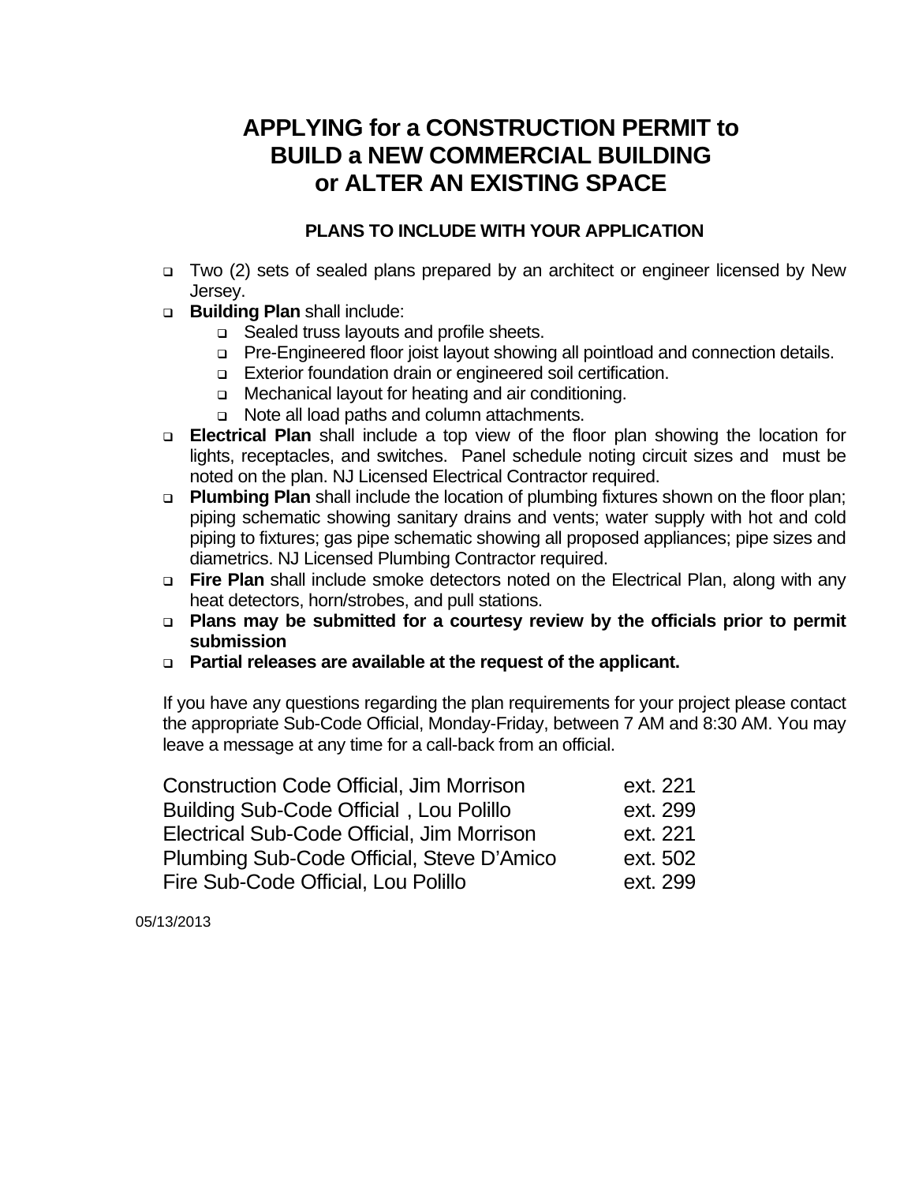# APPLYING for a CONSTRUCTION PERMIT to BUILD a NEW COMMERCIAL BUILDING or ALTER AN EXISTING SPACE

### PLANS TO INCLUDE WITH YOUR APPLICATION

- Two (2) sets of sealed plans prepared by an architect or engineer licensed by New Jersey.
- **Building Plan** shall include:
  - Sealed truss layouts and profile sheets.
  - Pre-Engineered floor joist layout showing all pointload and connection details.
  - Exterior foundation drain or engineered soil certification.
  - Mechanical layout for heating and air conditioning.
  - Note all load paths and column attachments.
- **Electrical Plan** shall include a top view of the floor plan showing the location for lights, receptacles, and switches. Panel schedule noting circuit sizes and must be noted on the plan. NJ Licensed Electrical Contractor required.
- **Plumbing Plan** shall include the location of plumbing fixtures shown on the floor plan; piping schematic showing sanitary drains and vents; water supply with hot and cold piping to fixtures; gas pipe schematic showing all proposed appliances; pipe sizes and diametrics. NJ Licensed Plumbing Contractor required.
- **Fire Plan** shall include smoke detectors noted on the Electrical Plan, along with any heat detectors, horn/strobes, and pull stations.
- **Plans may be submitted for a courtesy review by the officials prior to permit submission**
- **Partial releases are available at the request of the applicant.**

If you have any questions regarding the plan requirements for your project please contact the appropriate Sub-Code Official, Monday-Friday, between 7 AM and 8:30 AM. You may leave a message at any time for a call-back from an official.

| | |
|---|---|
| Construction Code Official, Jim Morrison | ext. 221 |
| Building Sub-Code Official , Lou Polillo | ext. 299 |
| Electrical Sub-Code Official, Jim Morrison | ext. 221 |
| Plumbing Sub-Code Official, Steve D'Amico | ext. 502 |
| Fire Sub-Code Official, Lou Polillo | ext. 299 |

05/13/2013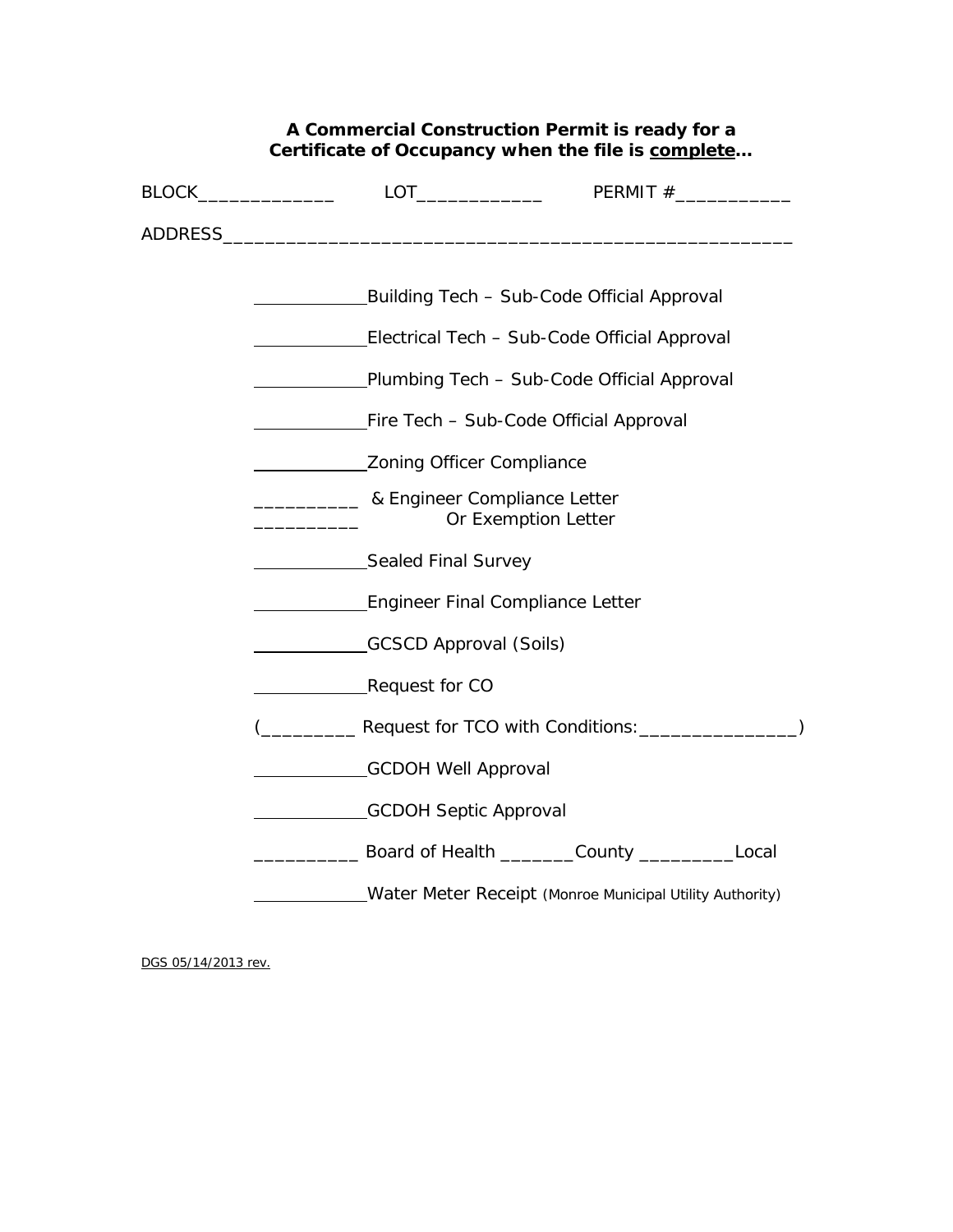**A Commercial Construction Permit is ready for a Certificate of Occupancy when the file is <u>complete</u>…**

BLOCK_____________ LOT____________ PERMIT #___________

ADDRESS_____________________________________________________

____________Building Tech – Sub-Code Official Approval

____________Electrical Tech – Sub-Code Official Approval

____________Plumbing Tech – Sub-Code Official Approval

____________Fire Tech – Sub-Code Official Approval

____________Zoning Officer Compliance

__________ & Engineer Compliance Letter
__________ Or Exemption Letter

____________Sealed Final Survey

____________Engineer Final Compliance Letter

____________GCSCD Approval (Soils)

____________Request for CO

(_________ Request for TCO with Conditions:_______________)

____________GCDOH Well Approval

____________GCDOH Septic Approval

__________ Board of Health _______County _________Local

____________Water Meter Receipt (Monroe Municipal Utility Authority)

DGS 05/14/2013 rev.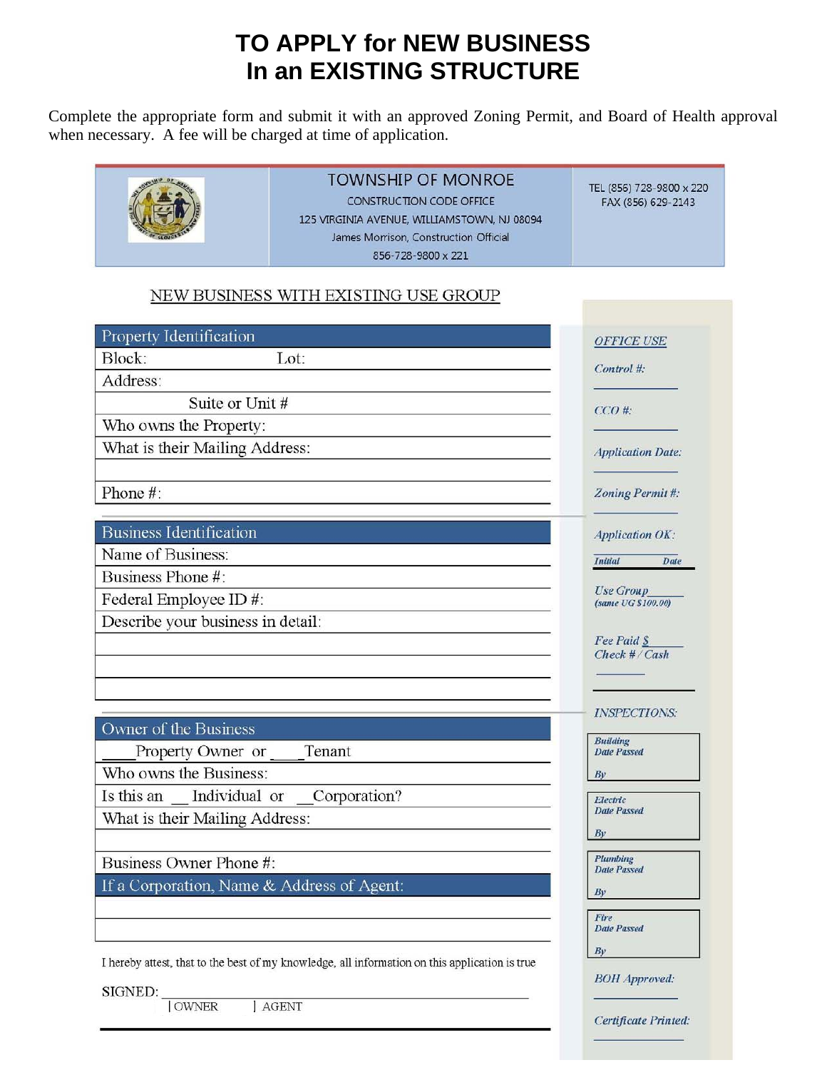# TO APPLY for NEW BUSINESS In an EXISTING STRUCTURE

Complete the appropriate form and submit it with an approved Zoning Permit, and Board of Health approval when necessary. A fee will be charged at time of application.

| | TOWNSHIP OF MONROE<br>CONSTRUCTION CODE OFFICE<br>125 VIRGINIA AVENUE, WILLIAMSTOWN, NJ 08094<br>James Morrison, Construction Official<br>856-728-9800 x 221 | TEL (856) 728-9800 x 220<br>FAX (856) 629-2143 |
|---|---|---|

## NEW BUSINESS WITH EXISTING USE GROUP

| Property Identification |
|---|
| Block: Lot: |
| Address: |
| Suite or Unit # |
| Who owns the Property: |
| What is their Mailing Address: |
| |
| Phone #: |

| Business Identification |
|---|
| Name of Business: |
| Business Phone #: |
| Federal Employee ID #: |
| Describe your business in detail: |
| |
| |
| |

| Owner of the Business |
|---|
| ____Property Owner or ____Tenant |
| Who owns the Business: |
| Is this an __ Individual or __Corporation? |
| What is their Mailing Address: |
| |
| Business Owner Phone #: |
| If a Corporation, Name & Address of Agent: |
| |
| |

I hereby attest, that to the best of my knowledge, all information on this application is true

SIGNED: ______________________________

[ ] OWNER [ ] AGENT

*OFFICE USE*

*Control #:* __________

*CCO #:* __________

*Application Date:* __________

*Zoning Permit #:* __________

*Application OK:* __________
*Initial* *Date*

*Use Group*______
*(same UG $100.00)*

*Fee Paid $*______
*Check # / Cash* ______

*INSPECTIONS:*

| *Building Date Passed* <br> *By* |
|---|
| *Electric Date Passed* <br> *By* |
| *Plumbing Date Passed* <br> *By* |
| *Fire Date Passed* <br> *By* |

*BOH Approved:* __________

*Certificate Printed:* __________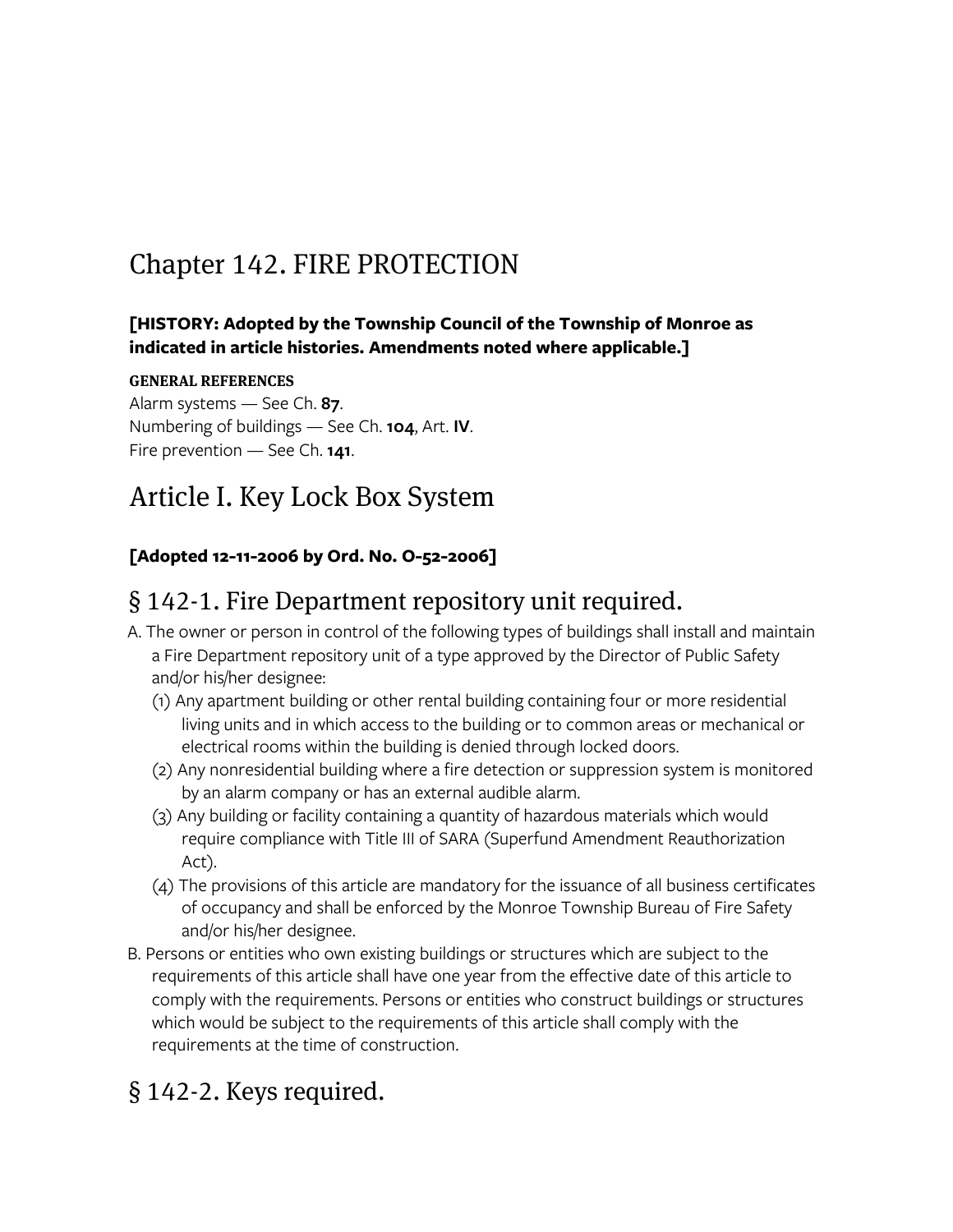# Chapter 142. FIRE PROTECTION

**[HISTORY: Adopted by the Township Council of the Township of Monroe as indicated in article histories. Amendments noted where applicable.]**

**GENERAL REFERENCES**

Alarm systems — See Ch. **87**.
Numbering of buildings — See Ch. **104**, Art. **IV**.
Fire prevention — See Ch. **141**.

# Article I. Key Lock Box System

**[Adopted 12-11-2006 by Ord. No. O-52-2006]**

## § 142-1. Fire Department repository unit required.

A. The owner or person in control of the following types of buildings shall install and maintain a Fire Department repository unit of a type approved by the Director of Public Safety and/or his/her designee:

   (1) Any apartment building or other rental building containing four or more residential living units and in which access to the building or to common areas or mechanical or electrical rooms within the building is denied through locked doors.

   (2) Any nonresidential building where a fire detection or suppression system is monitored by an alarm company or has an external audible alarm.

   (3) Any building or facility containing a quantity of hazardous materials which would require compliance with Title III of SARA (Superfund Amendment Reauthorization Act).

   (4) The provisions of this article are mandatory for the issuance of all business certificates of occupancy and shall be enforced by the Monroe Township Bureau of Fire Safety and/or his/her designee.

B. Persons or entities who own existing buildings or structures which are subject to the requirements of this article shall have one year from the effective date of this article to comply with the requirements. Persons or entities who construct buildings or structures which would be subject to the requirements of this article shall comply with the requirements at the time of construction.

## § 142-2. Keys required.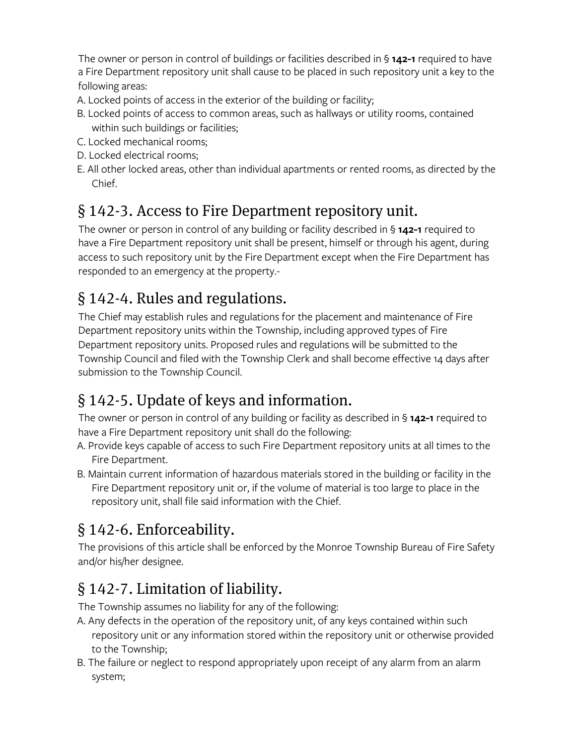The owner or person in control of buildings or facilities described in § **142-1** required to have a Fire Department repository unit shall cause to be placed in such repository unit a key to the following areas:

A. Locked points of access in the exterior of the building or facility;

B. Locked points of access to common areas, such as hallways or utility rooms, contained within such buildings or facilities;

C. Locked mechanical rooms;

D. Locked electrical rooms;

E. All other locked areas, other than individual apartments or rented rooms, as directed by the Chief.

## § 142-3. Access to Fire Department repository unit.

The owner or person in control of any building or facility described in § **142-1** required to have a Fire Department repository unit shall be present, himself or through his agent, during access to such repository unit by the Fire Department except when the Fire Department has responded to an emergency at the property.-

## § 142-4. Rules and regulations.

The Chief may establish rules and regulations for the placement and maintenance of Fire Department repository units within the Township, including approved types of Fire Department repository units. Proposed rules and regulations will be submitted to the Township Council and filed with the Township Clerk and shall become effective 14 days after submission to the Township Council.

## § 142-5. Update of keys and information.

The owner or person in control of any building or facility as described in § **142-1** required to have a Fire Department repository unit shall do the following:

A. Provide keys capable of access to such Fire Department repository units at all times to the Fire Department.

B. Maintain current information of hazardous materials stored in the building or facility in the Fire Department repository unit or, if the volume of material is too large to place in the repository unit, shall file said information with the Chief.

## § 142-6. Enforceability.

The provisions of this article shall be enforced by the Monroe Township Bureau of Fire Safety and/or his/her designee.

## § 142-7. Limitation of liability.

The Township assumes no liability for any of the following:

A. Any defects in the operation of the repository unit, of any keys contained within such repository unit or any information stored within the repository unit or otherwise provided to the Township;

B. The failure or neglect to respond appropriately upon receipt of any alarm from an alarm system;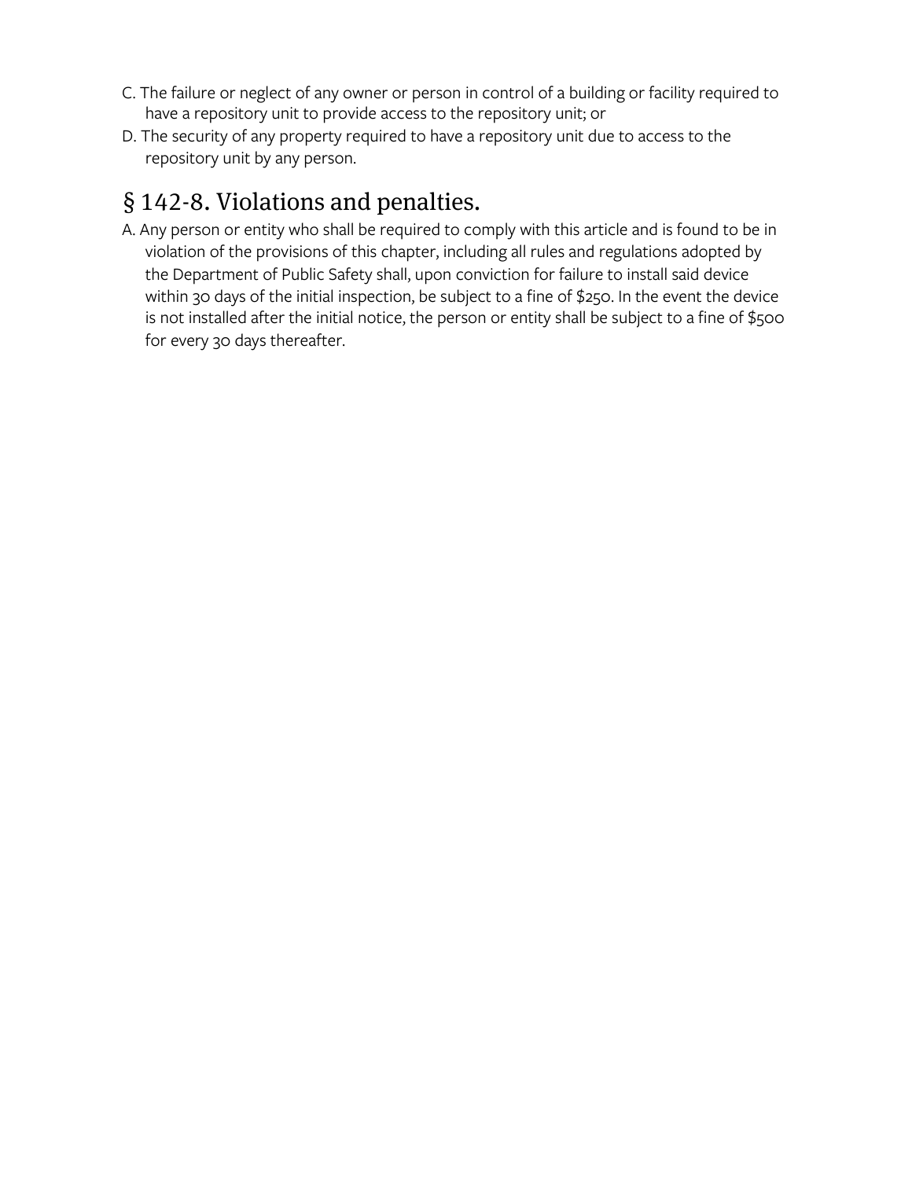C. The failure or neglect of any owner or person in control of a building or facility required to have a repository unit to provide access to the repository unit; or

D. The security of any property required to have a repository unit due to access to the repository unit by any person.

## § 142-8. Violations and penalties.

A. Any person or entity who shall be required to comply with this article and is found to be in violation of the provisions of this chapter, including all rules and regulations adopted by the Department of Public Safety shall, upon conviction for failure to install said device within 30 days of the initial inspection, be subject to a fine of $250. In the event the device is not installed after the initial notice, the person or entity shall be subject to a fine of $500 for every 30 days thereafter.